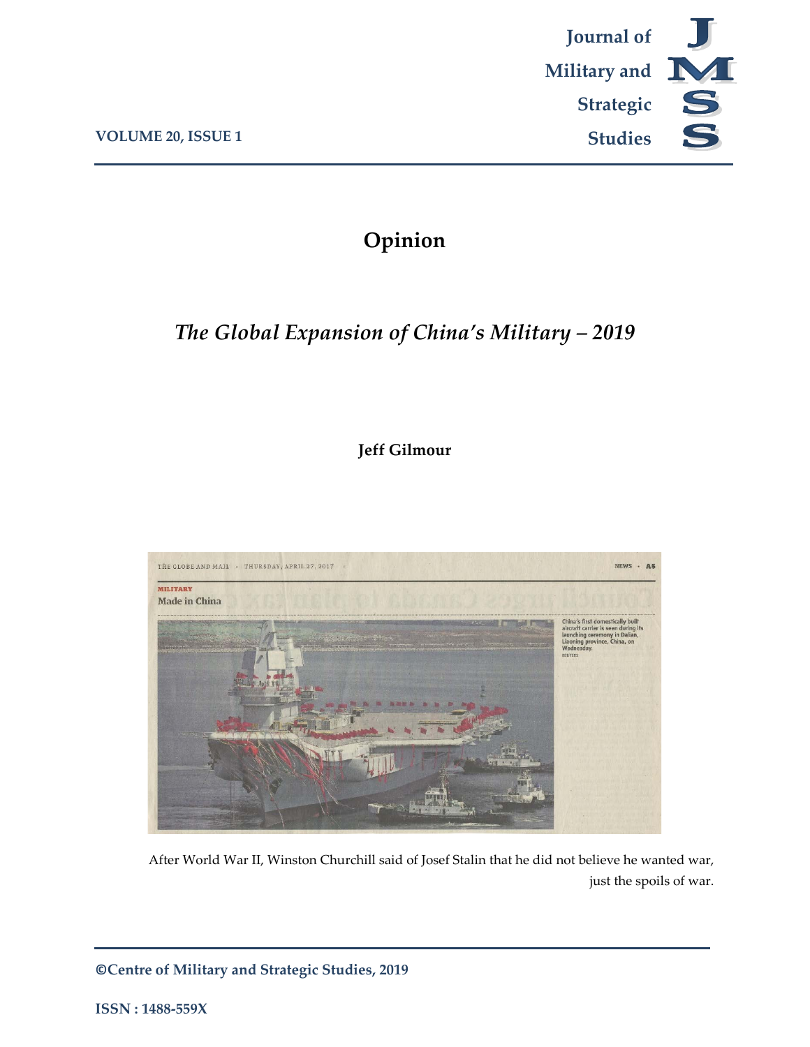# Opinion

## *The Global Expansion of China's Military – 2019*

**Jeff Gilmour**

After World War II, Winston Churchill said of Josef Stalin that he did not believe he wanted war, just the spoils of war.

©Centre of Military and Strategic Studies, 2019

ISSN : 1488-559X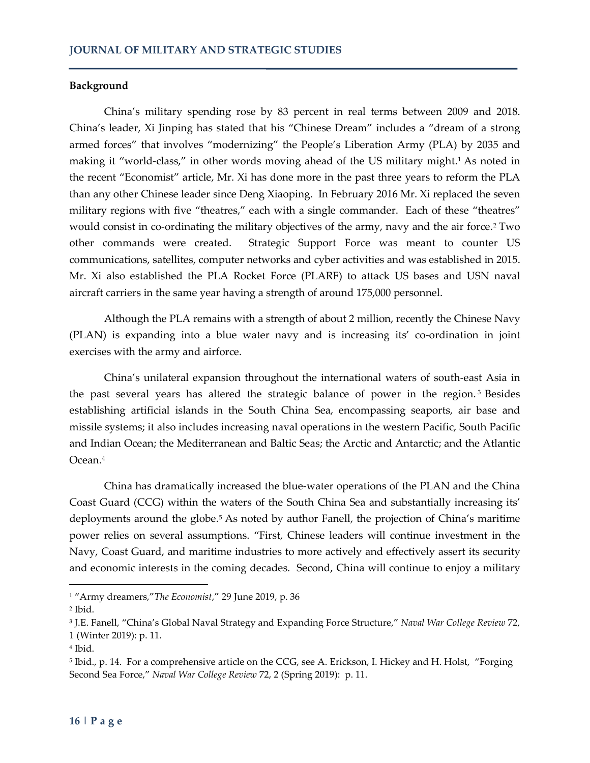## Background

China's military spending rose by 83 percent in real terms between 2009 and 2018. China's leader, Xi Jinping has stated that his "Chinese Dream" includes a "dream of a strong armed forces" that involves "modernizing" the People's Liberation Army (PLA) by 2035 and making it "world-class," in other words moving ahead of the US military might.[1] As noted in the recent "Economist" article, Mr. Xi has done more in the past three years to reform the PLA than any other Chinese leader since Deng Xiaoping. In February 2016 Mr. Xi replaced the seven military regions with five "theatres," each with a single commander. Each of these "theatres" would consist in co-ordinating the military objectives of the army, navy and the air force.[2] Two other commands were created. Strategic Support Force was meant to counter US communications, satellites, computer networks and cyber activities and was established in 2015. Mr. Xi also established the PLA Rocket Force (PLARF) to attack US bases and USN naval aircraft carriers in the same year having a strength of around 175,000 personnel.

Although the PLA remains with a strength of about 2 million, recently the Chinese Navy (PLAN) is expanding into a blue water navy and is increasing its' co-ordination in joint exercises with the army and airforce.

China's unilateral expansion throughout the international waters of south-east Asia in the past several years has altered the strategic balance of power in the region.[3] Besides establishing artificial islands in the South China Sea, encompassing seaports, air base and missile systems; it also includes increasing naval operations in the western Pacific, South Pacific and Indian Ocean; the Mediterranean and Baltic Seas; the Arctic and Antarctic; and the Atlantic Ocean.[4]

China has dramatically increased the blue-water operations of the PLAN and the China Coast Guard (CCG) within the waters of the South China Sea and substantially increasing its' deployments around the globe.[5] As noted by author Fanell, the projection of China's maritime power relies on several assumptions. "First, Chinese leaders will continue investment in the Navy, Coast Guard, and maritime industries to more actively and effectively assert its security and economic interests in the coming decades. Second, China will continue to enjoy a military

---

[1] "Army dreamers,"*The Economist*," 29 June 2019, p. 36

[2] Ibid.

[3] J.E. Fanell, "China's Global Naval Strategy and Expanding Force Structure," *Naval War College Review* 72, 1 (Winter 2019): p. 11.

[4] Ibid.

[5] Ibid., p. 14. For a comprehensive article on the CCG, see A. Erickson, I. Hickey and H. Holst, "Forging Second Sea Force," *Naval War College Review* 72, 2 (Spring 2019): p. 11.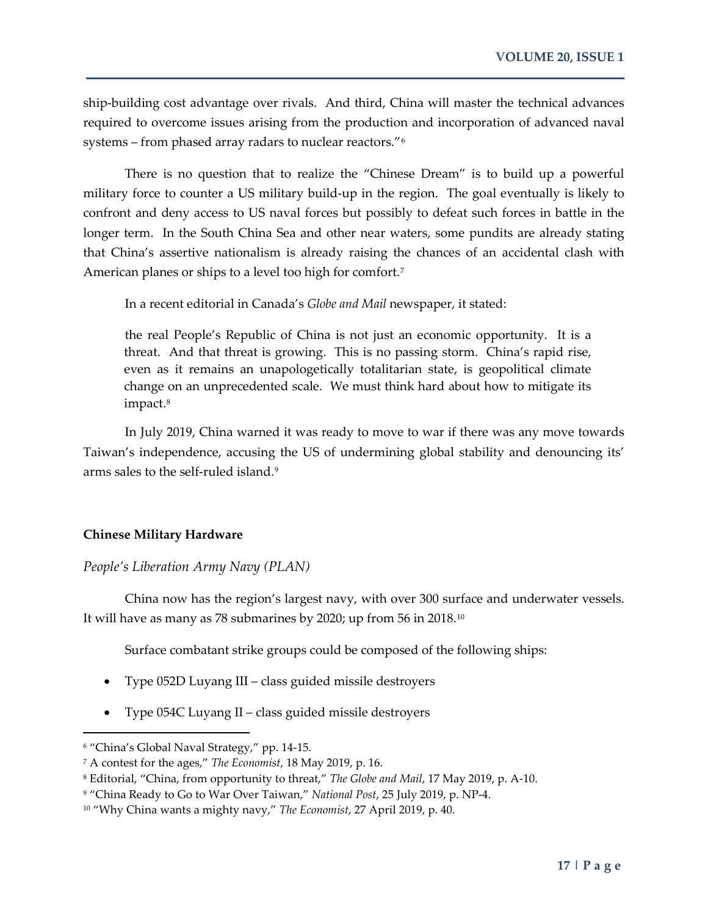ship-building cost advantage over rivals. And third, China will master the technical advances required to overcome issues arising from the production and incorporation of advanced naval systems – from phased array radars to nuclear reactors."[6]

There is no question that to realize the "Chinese Dream" is to build up a powerful military force to counter a US military build-up in the region. The goal eventually is likely to confront and deny access to US naval forces but possibly to defeat such forces in battle in the longer term. In the South China Sea and other near waters, some pundits are already stating that China's assertive nationalism is already raising the chances of an accidental clash with American planes or ships to a level too high for comfort.[7]

In a recent editorial in Canada's *Globe and Mail* newspaper, it stated:

> the real People's Republic of China is not just an economic opportunity. It is a threat. And that threat is growing. This is no passing storm. China's rapid rise, even as it remains an unapologetically totalitarian state, is geopolitical climate change on an unprecedented scale. We must think hard about how to mitigate its impact.[8]

In July 2019, China warned it was ready to move to war if there was any move towards Taiwan's independence, accusing the US of undermining global stability and denouncing its' arms sales to the self-ruled island.[9]

### Chinese Military Hardware

#### *People's Liberation Army Navy (PLAN)*

China now has the region's largest navy, with over 300 surface and underwater vessels. It will have as many as 78 submarines by 2020; up from 56 in 2018.[10]

Surface combatant strike groups could be composed of the following ships:

- Type 052D Luyang III – class guided missile destroyers
- Type 054C Luyang II – class guided missile destroyers

---

[6] "China's Global Naval Strategy," pp. 14-15.

[7] A contest for the ages," *The Economist*, 18 May 2019, p. 16.

[8] Editorial, "China, from opportunity to threat," *The Globe and Mail*, 17 May 2019, p. A-10.

[9] "China Ready to Go to War Over Taiwan," *National Post*, 25 July 2019, p. NP-4.

[10] "Why China wants a mighty navy," *The Economist*, 27 April 2019, p. 40.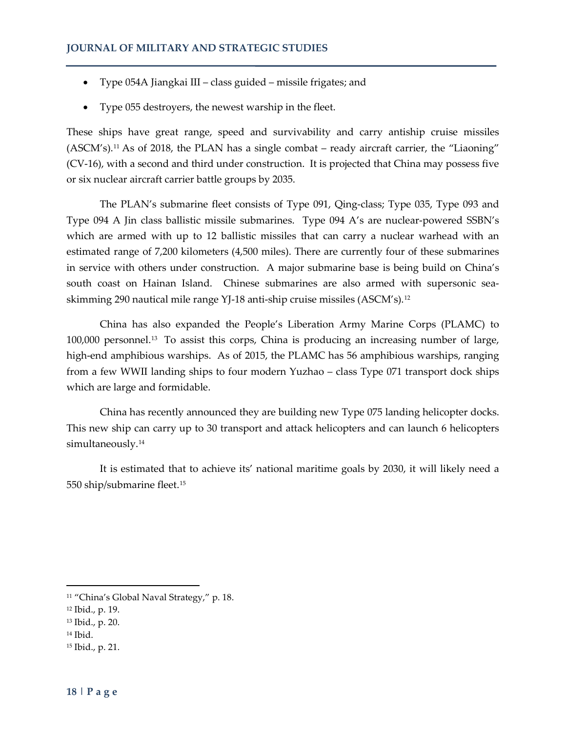- Type 054A Jiangkai III – class guided – missile frigates; and
- Type 055 destroyers, the newest warship in the fleet.

These ships have great range, speed and survivability and carry antiship cruise missiles (ASCM's).[11] As of 2018, the PLAN has a single combat – ready aircraft carrier, the "Liaoning" (CV-16), with a second and third under construction. It is projected that China may possess five or six nuclear aircraft carrier battle groups by 2035.

The PLAN's submarine fleet consists of Type 091, Qing-class; Type 035, Type 093 and Type 094 A Jin class ballistic missile submarines. Type 094 A's are nuclear-powered SSBN's which are armed with up to 12 ballistic missiles that can carry a nuclear warhead with an estimated range of 7,200 kilometers (4,500 miles). There are currently four of these submarines in service with others under construction. A major submarine base is being build on China's south coast on Hainan Island. Chinese submarines are also armed with supersonic sea-skimming 290 nautical mile range YJ-18 anti-ship cruise missiles (ASCM's).[12]

China has also expanded the People's Liberation Army Marine Corps (PLAMC) to 100,000 personnel.[13] To assist this corps, China is producing an increasing number of large, high-end amphibious warships. As of 2015, the PLAMC has 56 amphibious warships, ranging from a few WWII landing ships to four modern Yuzhao – class Type 071 transport dock ships which are large and formidable.

China has recently announced they are building new Type 075 landing helicopter docks. This new ship can carry up to 30 transport and attack helicopters and can launch 6 helicopters simultaneously.[14]

It is estimated that to achieve its' national maritime goals by 2030, it will likely need a 550 ship/submarine fleet.[15]

---

[11] "China's Global Naval Strategy," p. 18.
[12] Ibid., p. 19.
[13] Ibid., p. 20.
[14] Ibid.
[15] Ibid., p. 21.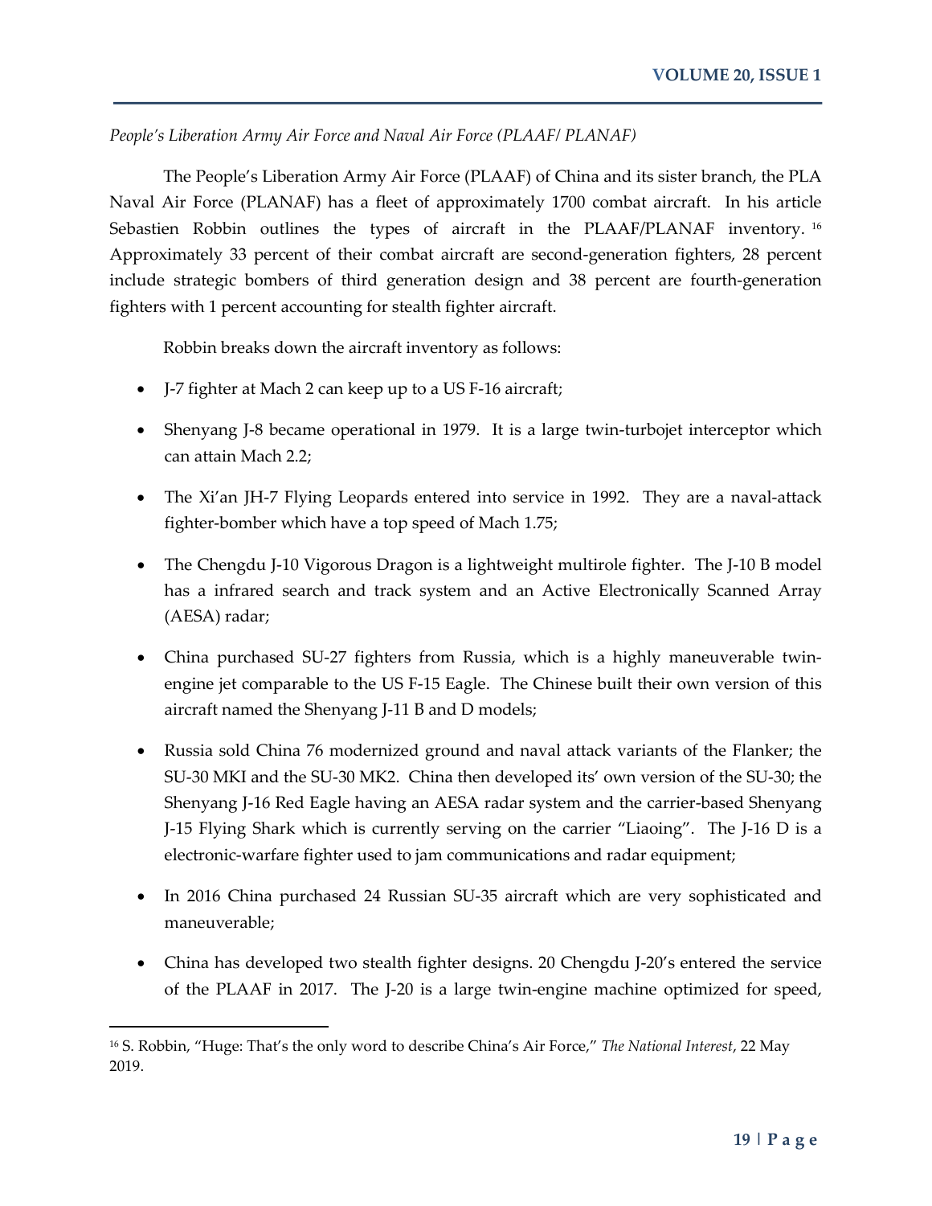*People's Liberation Army Air Force and Naval Air Force (PLAAF/ PLANAF)*

The People's Liberation Army Air Force (PLAAF) of China and its sister branch, the PLA Naval Air Force (PLANAF) has a fleet of approximately 1700 combat aircraft. In his article Sebastien Robbin outlines the types of aircraft in the PLAAF/PLANAF inventory. [16] Approximately 33 percent of their combat aircraft are second-generation fighters, 28 percent include strategic bombers of third generation design and 38 percent are fourth-generation fighters with 1 percent accounting for stealth fighter aircraft.

Robbin breaks down the aircraft inventory as follows:

- J-7 fighter at Mach 2 can keep up to a US F-16 aircraft;
- Shenyang J-8 became operational in 1979. It is a large twin-turbojet interceptor which can attain Mach 2.2;
- The Xi'an JH-7 Flying Leopards entered into service in 1992. They are a naval-attack fighter-bomber which have a top speed of Mach 1.75;
- The Chengdu J-10 Vigorous Dragon is a lightweight multirole fighter. The J-10 B model has a infrared search and track system and an Active Electronically Scanned Array (AESA) radar;
- China purchased SU-27 fighters from Russia, which is a highly maneuverable twin-engine jet comparable to the US F-15 Eagle. The Chinese built their own version of this aircraft named the Shenyang J-11 B and D models;
- Russia sold China 76 modernized ground and naval attack variants of the Flanker; the SU-30 MKI and the SU-30 MK2. China then developed its' own version of the SU-30; the Shenyang J-16 Red Eagle having an AESA radar system and the carrier-based Shenyang J-15 Flying Shark which is currently serving on the carrier "Liaoing". The J-16 D is a electronic-warfare fighter used to jam communications and radar equipment;
- In 2016 China purchased 24 Russian SU-35 aircraft which are very sophisticated and maneuverable;
- China has developed two stealth fighter designs. 20 Chengdu J-20's entered the service of the PLAAF in 2017. The J-20 is a large twin-engine machine optimized for speed,

[16] S. Robbin, "Huge: That's the only word to describe China's Air Force," *The National Interest*, 22 May 2019.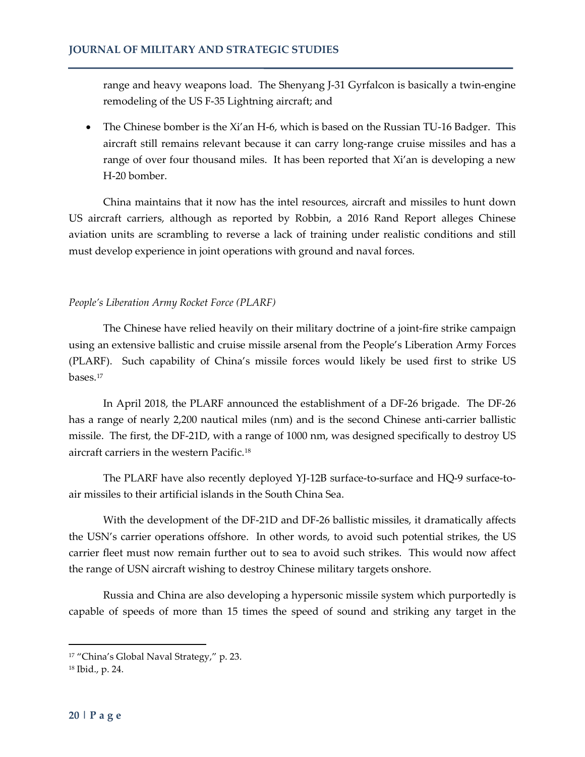range and heavy weapons load. The Shenyang J-31 Gyrfalcon is basically a twin-engine remodeling of the US F-35 Lightning aircraft; and

- The Chinese bomber is the Xi'an H-6, which is based on the Russian TU-16 Badger. This aircraft still remains relevant because it can carry long-range cruise missiles and has a range of over four thousand miles. It has been reported that Xi'an is developing a new H-20 bomber.

China maintains that it now has the intel resources, aircraft and missiles to hunt down US aircraft carriers, although as reported by Robbin, a 2016 Rand Report alleges Chinese aviation units are scrambling to reverse a lack of training under realistic conditions and still must develop experience in joint operations with ground and naval forces.

*People's Liberation Army Rocket Force (PLARF)*

The Chinese have relied heavily on their military doctrine of a joint-fire strike campaign using an extensive ballistic and cruise missile arsenal from the People's Liberation Army Forces (PLARF). Such capability of China's missile forces would likely be used first to strike US bases.[17]

In April 2018, the PLARF announced the establishment of a DF-26 brigade. The DF-26 has a range of nearly 2,200 nautical miles (nm) and is the second Chinese anti-carrier ballistic missile. The first, the DF-21D, with a range of 1000 nm, was designed specifically to destroy US aircraft carriers in the western Pacific.[18]

The PLARF have also recently deployed YJ-12B surface-to-surface and HQ-9 surface-to-air missiles to their artificial islands in the South China Sea.

With the development of the DF-21D and DF-26 ballistic missiles, it dramatically affects the USN's carrier operations offshore. In other words, to avoid such potential strikes, the US carrier fleet must now remain further out to sea to avoid such strikes. This would now affect the range of USN aircraft wishing to destroy Chinese military targets onshore.

Russia and China are also developing a hypersonic missile system which purportedly is capable of speeds of more than 15 times the speed of sound and striking any target in the

[17] "China's Global Naval Strategy," p. 23.

[18] Ibid., p. 24.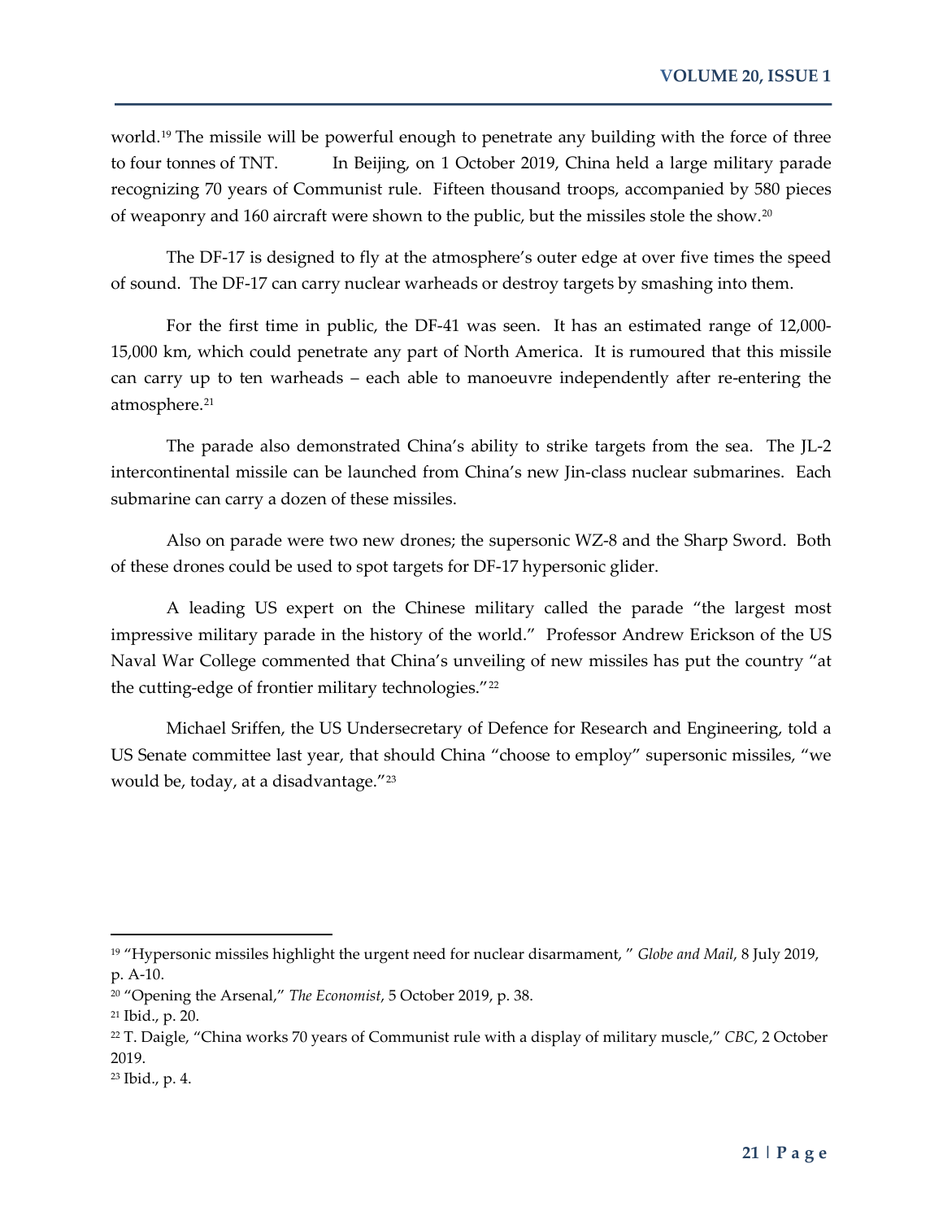world.[19] The missile will be powerful enough to penetrate any building with the force of three to four tonnes of TNT. In Beijing, on 1 October 2019, China held a large military parade recognizing 70 years of Communist rule. Fifteen thousand troops, accompanied by 580 pieces of weaponry and 160 aircraft were shown to the public, but the missiles stole the show.[20]

The DF-17 is designed to fly at the atmosphere's outer edge at over five times the speed of sound. The DF-17 can carry nuclear warheads or destroy targets by smashing into them.

For the first time in public, the DF-41 was seen. It has an estimated range of 12,000-15,000 km, which could penetrate any part of North America. It is rumoured that this missile can carry up to ten warheads – each able to manoeuvre independently after re-entering the atmosphere.[21]

The parade also demonstrated China's ability to strike targets from the sea. The JL-2 intercontinental missile can be launched from China's new Jin-class nuclear submarines. Each submarine can carry a dozen of these missiles.

Also on parade were two new drones; the supersonic WZ-8 and the Sharp Sword. Both of these drones could be used to spot targets for DF-17 hypersonic glider.

A leading US expert on the Chinese military called the parade "the largest most impressive military parade in the history of the world." Professor Andrew Erickson of the US Naval War College commented that China's unveiling of new missiles has put the country "at the cutting-edge of frontier military technologies."[22]

Michael Sriffen, the US Undersecretary of Defence for Research and Engineering, told a US Senate committee last year, that should China "choose to employ" supersonic missiles, "we would be, today, at a disadvantage."[23]

---

[19] "Hypersonic missiles highlight the urgent need for nuclear disarmament, " *Globe and Mail*, 8 July 2019, p. A-10.

[20] "Opening the Arsenal," *The Economist*, 5 October 2019, p. 38.

[21] Ibid., p. 20.

[22] T. Daigle, "China works 70 years of Communist rule with a display of military muscle," *CBC*, 2 October 2019.

[23] Ibid., p. 4.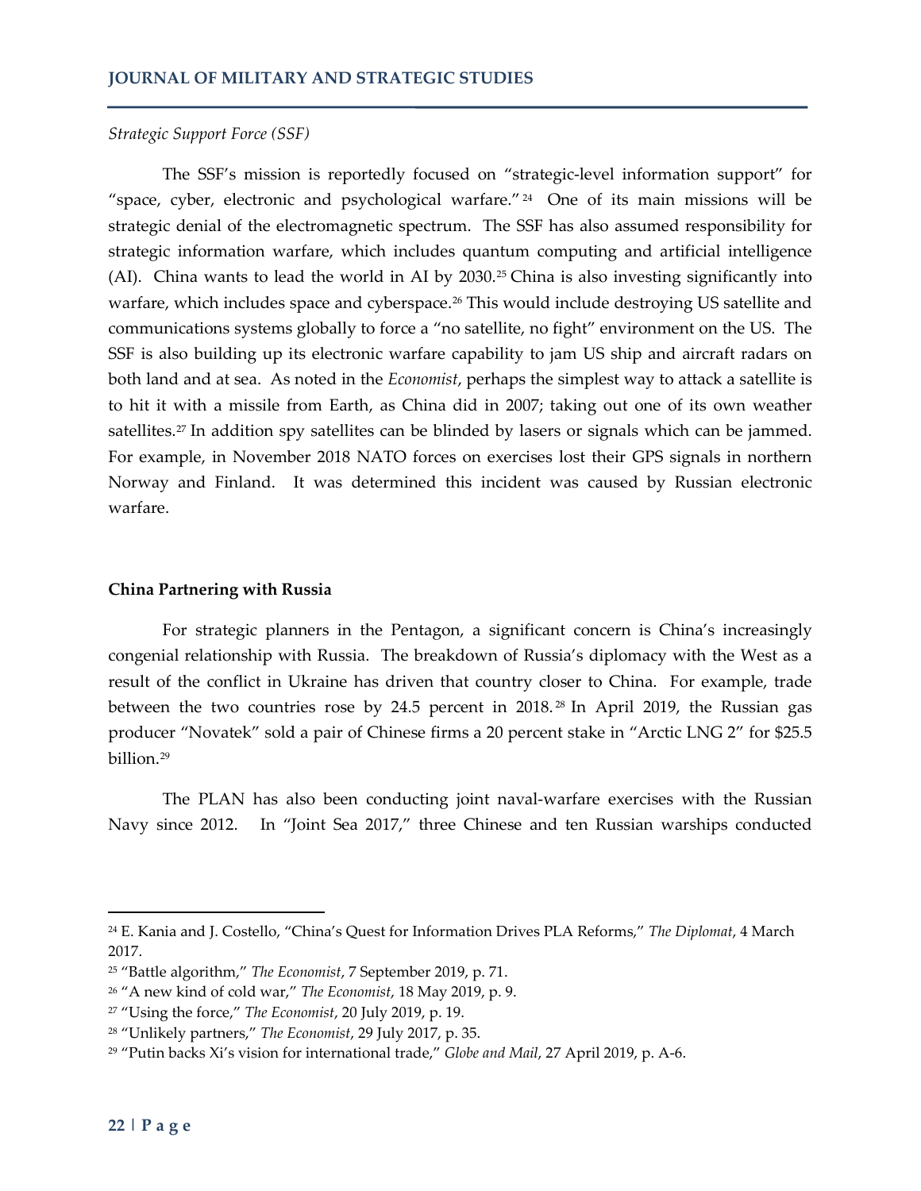*Strategic Support Force (SSF)*

The SSF's mission is reportedly focused on "strategic-level information support" for "space, cyber, electronic and psychological warfare."[24] One of its main missions will be strategic denial of the electromagnetic spectrum. The SSF has also assumed responsibility for strategic information warfare, which includes quantum computing and artificial intelligence (AI). China wants to lead the world in AI by 2030.[25] China is also investing significantly into warfare, which includes space and cyberspace.[26] This would include destroying US satellite and communications systems globally to force a "no satellite, no fight" environment on the US. The SSF is also building up its electronic warfare capability to jam US ship and aircraft radars on both land and at sea. As noted in the *Economist*, perhaps the simplest way to attack a satellite is to hit it with a missile from Earth, as China did in 2007; taking out one of its own weather satellites.[27] In addition spy satellites can be blinded by lasers or signals which can be jammed. For example, in November 2018 NATO forces on exercises lost their GPS signals in northern Norway and Finland. It was determined this incident was caused by Russian electronic warfare.

**China Partnering with Russia**

For strategic planners in the Pentagon, a significant concern is China's increasingly congenial relationship with Russia. The breakdown of Russia's diplomacy with the West as a result of the conflict in Ukraine has driven that country closer to China. For example, trade between the two countries rose by 24.5 percent in 2018.[28] In April 2019, the Russian gas producer "Novatek" sold a pair of Chinese firms a 20 percent stake in "Arctic LNG 2" for $25.5 billion.[29]

The PLAN has also been conducting joint naval-warfare exercises with the Russian Navy since 2012. In "Joint Sea 2017," three Chinese and ten Russian warships conducted

---

[24] E. Kania and J. Costello, "China's Quest for Information Drives PLA Reforms," *The Diplomat*, 4 March 2017.

[25] "Battle algorithm," *The Economist*, 7 September 2019, p. 71.

[26] "A new kind of cold war," *The Economist*, 18 May 2019, p. 9.

[27] "Using the force," *The Economist*, 20 July 2019, p. 19.

[28] "Unlikely partners," *The Economist*, 29 July 2017, p. 35.

[29] "Putin backs Xi's vision for international trade," *Globe and Mail*, 27 April 2019, p. A-6.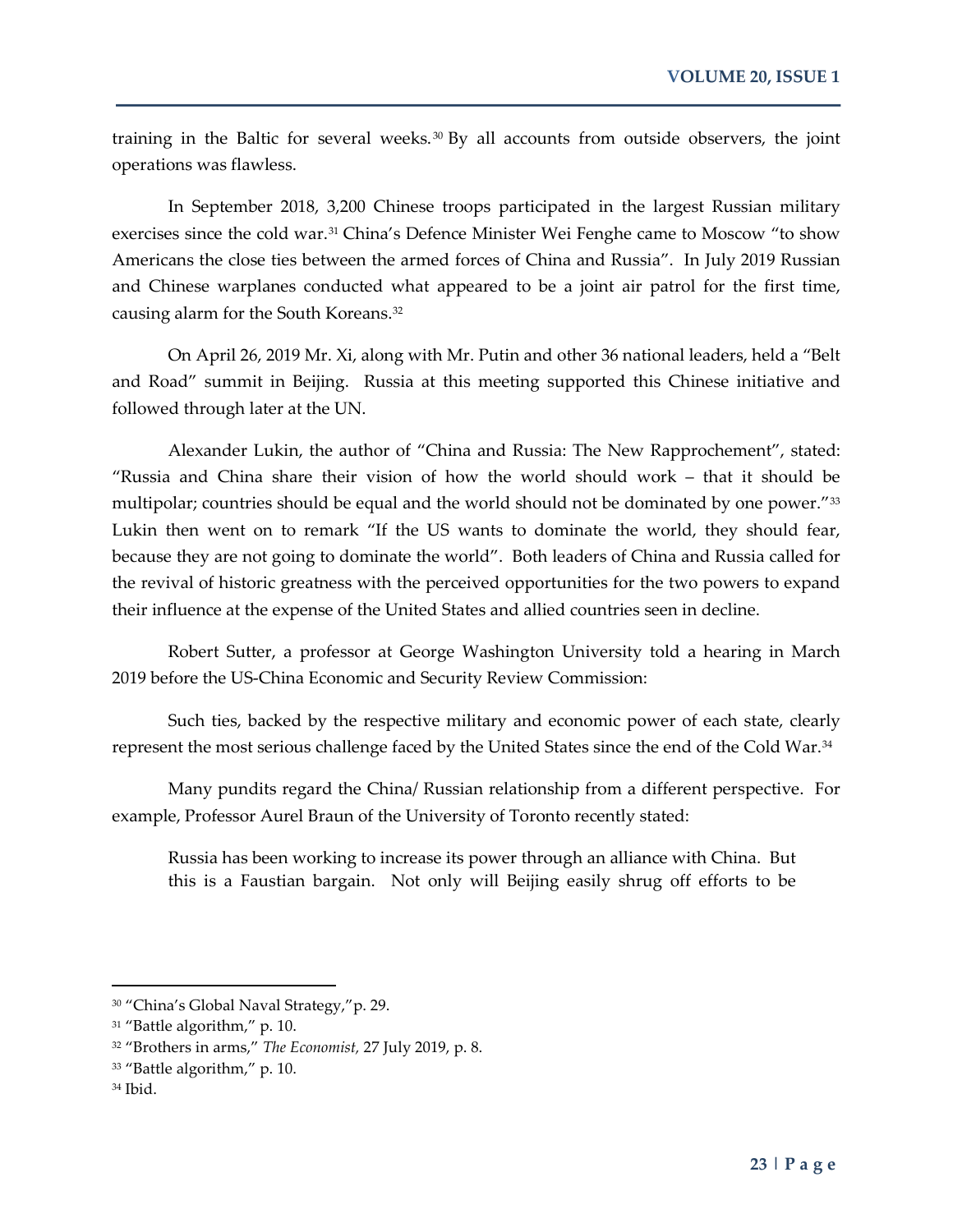training in the Baltic for several weeks.[30] By all accounts from outside observers, the joint operations was flawless.

In September 2018, 3,200 Chinese troops participated in the largest Russian military exercises since the cold war.[31] China's Defence Minister Wei Fenghe came to Moscow "to show Americans the close ties between the armed forces of China and Russia". In July 2019 Russian and Chinese warplanes conducted what appeared to be a joint air patrol for the first time, causing alarm for the South Koreans.[32]

On April 26, 2019 Mr. Xi, along with Mr. Putin and other 36 national leaders, held a "Belt and Road" summit in Beijing. Russia at this meeting supported this Chinese initiative and followed through later at the UN.

Alexander Lukin, the author of "China and Russia: The New Rapprochement", stated: "Russia and China share their vision of how the world should work – that it should be multipolar; countries should be equal and the world should not be dominated by one power."[33] Lukin then went on to remark "If the US wants to dominate the world, they should fear, because they are not going to dominate the world". Both leaders of China and Russia called for the revival of historic greatness with the perceived opportunities for the two powers to expand their influence at the expense of the United States and allied countries seen in decline.

Robert Sutter, a professor at George Washington University told a hearing in March 2019 before the US-China Economic and Security Review Commission:

Such ties, backed by the respective military and economic power of each state, clearly represent the most serious challenge faced by the United States since the end of the Cold War.[34]

Many pundits regard the China/ Russian relationship from a different perspective. For example, Professor Aurel Braun of the University of Toronto recently stated:

> Russia has been working to increase its power through an alliance with China. But this is a Faustian bargain. Not only will Beijing easily shrug off efforts to be

---

[30] "China's Global Naval Strategy,"p. 29.

[31] "Battle algorithm," p. 10.

[32] "Brothers in arms," *The Economist,* 27 July 2019, p. 8.

[33] "Battle algorithm," p. 10.

[34] Ibid.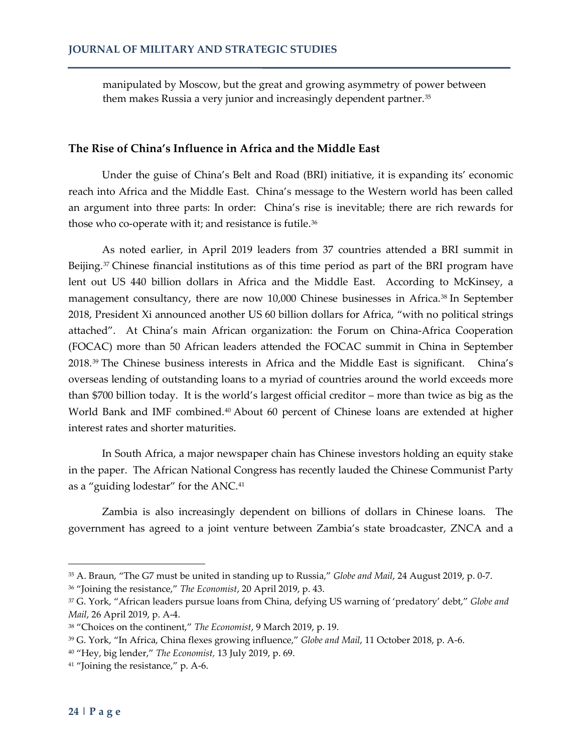manipulated by Moscow, but the great and growing asymmetry of power between them makes Russia a very junior and increasingly dependent partner.[35]

### The Rise of China's Influence in Africa and the Middle East

Under the guise of China's Belt and Road (BRI) initiative, it is expanding its' economic reach into Africa and the Middle East. China's message to the Western world has been called an argument into three parts: In order: China's rise is inevitable; there are rich rewards for those who co-operate with it; and resistance is futile.[36]

As noted earlier, in April 2019 leaders from 37 countries attended a BRI summit in Beijing.[37] Chinese financial institutions as of this time period as part of the BRI program have lent out US 440 billion dollars in Africa and the Middle East. According to McKinsey, a management consultancy, there are now 10,000 Chinese businesses in Africa.[38] In September 2018, President Xi announced another US 60 billion dollars for Africa, "with no political strings attached". At China's main African organization: the Forum on China-Africa Cooperation (FOCAC) more than 50 African leaders attended the FOCAC summit in China in September 2018.[39] The Chinese business interests in Africa and the Middle East is significant. China's overseas lending of outstanding loans to a myriad of countries around the world exceeds more than $700 billion today. It is the world's largest official creditor – more than twice as big as the World Bank and IMF combined.[40] About 60 percent of Chinese loans are extended at higher interest rates and shorter maturities.

In South Africa, a major newspaper chain has Chinese investors holding an equity stake in the paper. The African National Congress has recently lauded the Chinese Communist Party as a "guiding lodestar" for the ANC.[41]

Zambia is also increasingly dependent on billions of dollars in Chinese loans. The government has agreed to a joint venture between Zambia's state broadcaster, ZNCA and a

---

[35] A. Braun, "The G7 must be united in standing up to Russia," *Globe and Mail*, 24 August 2019, p. 0-7.

[36] "Joining the resistance," *The Economist*, 20 April 2019, p. 43.

[37] G. York, "African leaders pursue loans from China, defying US warning of 'predatory' debt," *Globe and Mail*, 26 April 2019, p. A-4.

[38] "Choices on the continent," *The Economist*, 9 March 2019, p. 19.

[39] G. York, "In Africa, China flexes growing influence," *Globe and Mail*, 11 October 2018, p. A-6.

[40] "Hey, big lender," *The Economist*, 13 July 2019, p. 69.

[41] "Joining the resistance," p. A-6.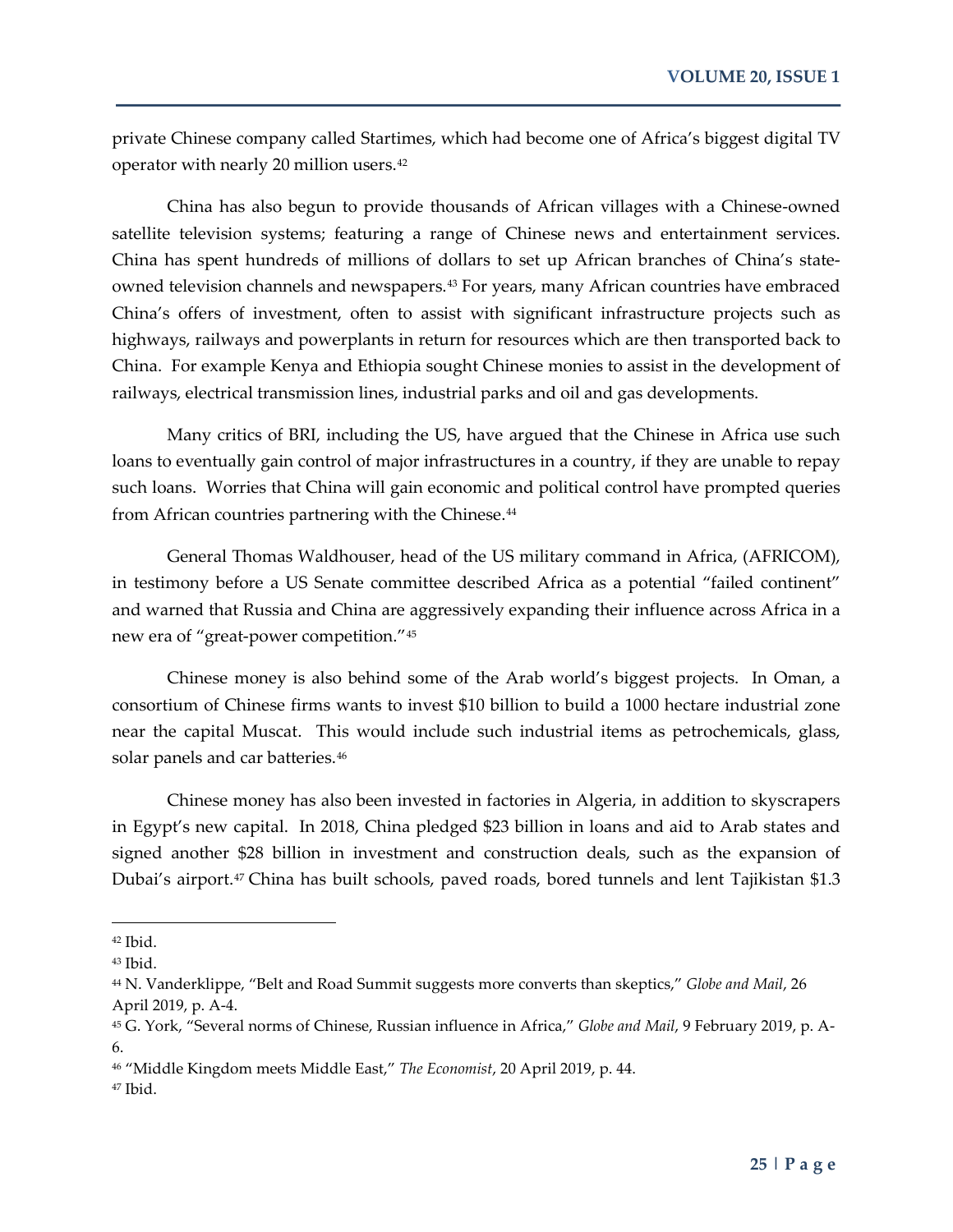private Chinese company called Startimes, which had become one of Africa's biggest digital TV operator with nearly 20 million users.[42]

China has also begun to provide thousands of African villages with a Chinese-owned satellite television systems; featuring a range of Chinese news and entertainment services. China has spent hundreds of millions of dollars to set up African branches of China's state-owned television channels and newspapers.[43] For years, many African countries have embraced China's offers of investment, often to assist with significant infrastructure projects such as highways, railways and powerplants in return for resources which are then transported back to China. For example Kenya and Ethiopia sought Chinese monies to assist in the development of railways, electrical transmission lines, industrial parks and oil and gas developments.

Many critics of BRI, including the US, have argued that the Chinese in Africa use such loans to eventually gain control of major infrastructures in a country, if they are unable to repay such loans. Worries that China will gain economic and political control have prompted queries from African countries partnering with the Chinese.[44]

General Thomas Waldhouser, head of the US military command in Africa, (AFRICOM), in testimony before a US Senate committee described Africa as a potential "failed continent" and warned that Russia and China are aggressively expanding their influence across Africa in a new era of "great-power competition."[45]

Chinese money is also behind some of the Arab world's biggest projects. In Oman, a consortium of Chinese firms wants to invest $10 billion to build a 1000 hectare industrial zone near the capital Muscat. This would include such industrial items as petrochemicals, glass, solar panels and car batteries.[46]

Chinese money has also been invested in factories in Algeria, in addition to skyscrapers in Egypt's new capital. In 2018, China pledged $23 billion in loans and aid to Arab states and signed another $28 billion in investment and construction deals, such as the expansion of Dubai's airport.[47] China has built schools, paved roads, bored tunnels and lent Tajikistan $1.3

---

[42] Ibid.

[43] Ibid.

[44] N. Vanderklippe, "Belt and Road Summit suggests more converts than skeptics," *Globe and Mail*, 26 April 2019, p. A-4.

[45] G. York, "Several norms of Chinese, Russian influence in Africa," *Globe and Mail*, 9 February 2019, p. A-6.

[46] "Middle Kingdom meets Middle East," *The Economist*, 20 April 2019, p. 44.

[47] Ibid.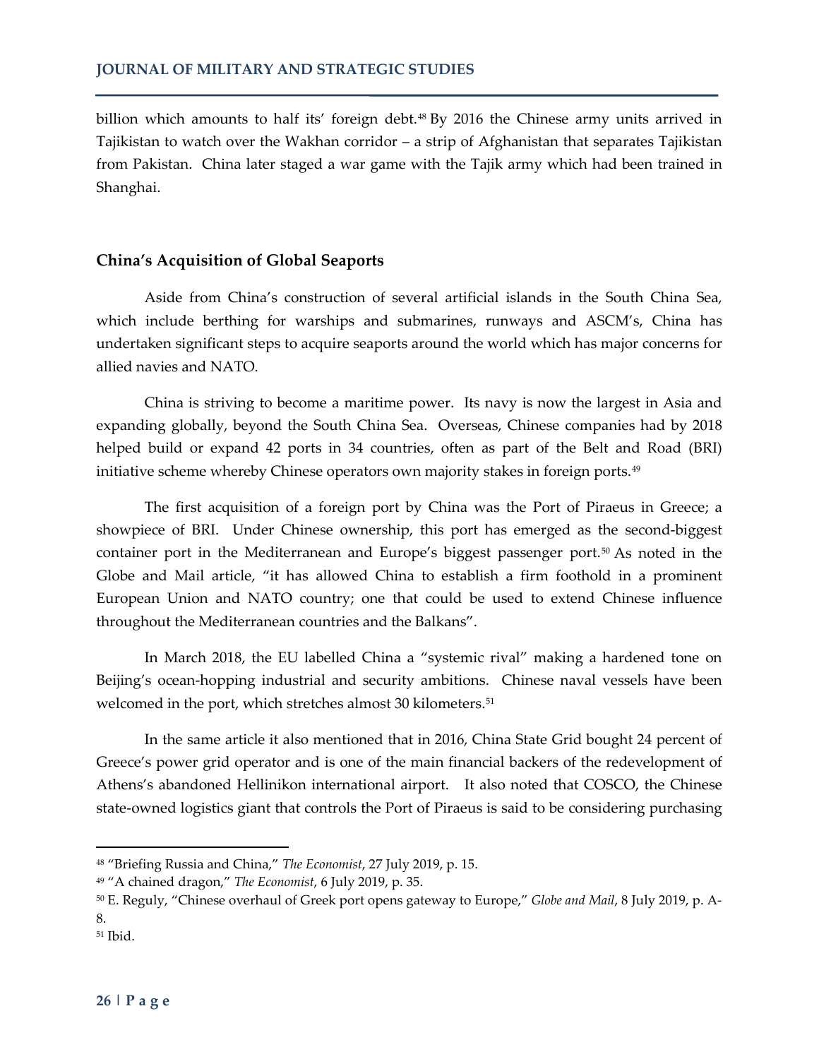billion which amounts to half its' foreign debt.[48] By 2016 the Chinese army units arrived in Tajikistan to watch over the Wakhan corridor – a strip of Afghanistan that separates Tajikistan from Pakistan. China later staged a war game with the Tajik army which had been trained in Shanghai.

## China's Acquisition of Global Seaports

Aside from China's construction of several artificial islands in the South China Sea, which include berthing for warships and submarines, runways and ASCM's, China has undertaken significant steps to acquire seaports around the world which has major concerns for allied navies and NATO.

China is striving to become a maritime power. Its navy is now the largest in Asia and expanding globally, beyond the South China Sea. Overseas, Chinese companies had by 2018 helped build or expand 42 ports in 34 countries, often as part of the Belt and Road (BRI) initiative scheme whereby Chinese operators own majority stakes in foreign ports.[49]

The first acquisition of a foreign port by China was the Port of Piraeus in Greece; a showpiece of BRI. Under Chinese ownership, this port has emerged as the second-biggest container port in the Mediterranean and Europe's biggest passenger port.[50] As noted in the Globe and Mail article, "it has allowed China to establish a firm foothold in a prominent European Union and NATO country; one that could be used to extend Chinese influence throughout the Mediterranean countries and the Balkans".

In March 2018, the EU labelled China a "systemic rival" making a hardened tone on Beijing's ocean-hopping industrial and security ambitions. Chinese naval vessels have been welcomed in the port, which stretches almost 30 kilometers.[51]

In the same article it also mentioned that in 2016, China State Grid bought 24 percent of Greece's power grid operator and is one of the main financial backers of the redevelopment of Athens's abandoned Hellinikon international airport. It also noted that COSCO, the Chinese state-owned logistics giant that controls the Port of Piraeus is said to be considering purchasing

---

[48] "Briefing Russia and China," *The Economist*, 27 July 2019, p. 15.

[49] "A chained dragon," *The Economist*, 6 July 2019, p. 35.

[50] E. Reguly, "Chinese overhaul of Greek port opens gateway to Europe," *Globe and Mail*, 8 July 2019, p. A-8.

[51] Ibid.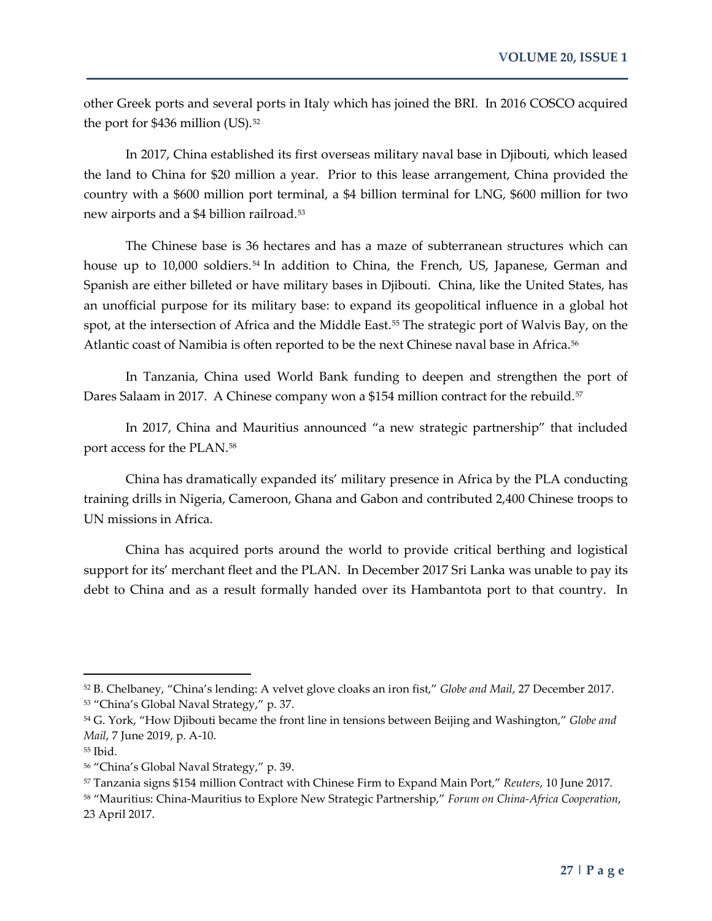other Greek ports and several ports in Italy which has joined the BRI. In 2016 COSCO acquired the port for $436 million (US).[52]

In 2017, China established its first overseas military naval base in Djibouti, which leased the land to China for $20 million a year. Prior to this lease arrangement, China provided the country with a $600 million port terminal, a $4 billion terminal for LNG, $600 million for two new airports and a $4 billion railroad.[53]

The Chinese base is 36 hectares and has a maze of subterranean structures which can house up to 10,000 soldiers.[54] In addition to China, the French, US, Japanese, German and Spanish are either billeted or have military bases in Djibouti. China, like the United States, has an unofficial purpose for its military base: to expand its geopolitical influence in a global hot spot, at the intersection of Africa and the Middle East.[55] The strategic port of Walvis Bay, on the Atlantic coast of Namibia is often reported to be the next Chinese naval base in Africa.[56]

In Tanzania, China used World Bank funding to deepen and strengthen the port of Dares Salaam in 2017. A Chinese company won a $154 million contract for the rebuild.[57]

In 2017, China and Mauritius announced "a new strategic partnership" that included port access for the PLAN.[58]

China has dramatically expanded its' military presence in Africa by the PLA conducting training drills in Nigeria, Cameroon, Ghana and Gabon and contributed 2,400 Chinese troops to UN missions in Africa.

China has acquired ports around the world to provide critical berthing and logistical support for its' merchant fleet and the PLAN. In December 2017 Sri Lanka was unable to pay its debt to China and as a result formally handed over its Hambantota port to that country. In

---

[52] B. Chelbaney, "China's lending: A velvet glove cloaks an iron fist," *Globe and Mail*, 27 December 2017.

[53] "China's Global Naval Strategy," p. 37.

[54] G. York, "How Djibouti became the front line in tensions between Beijing and Washington," *Globe and Mail*, 7 June 2019, p. A-10.

[55] Ibid.

[56] "China's Global Naval Strategy," p. 39.

[57] Tanzania signs $154 million Contract with Chinese Firm to Expand Main Port," *Reuters*, 10 June 2017.

[58] "Mauritius: China-Mauritius to Explore New Strategic Partnership," *Forum on China-Africa Cooperation*, 23 April 2017.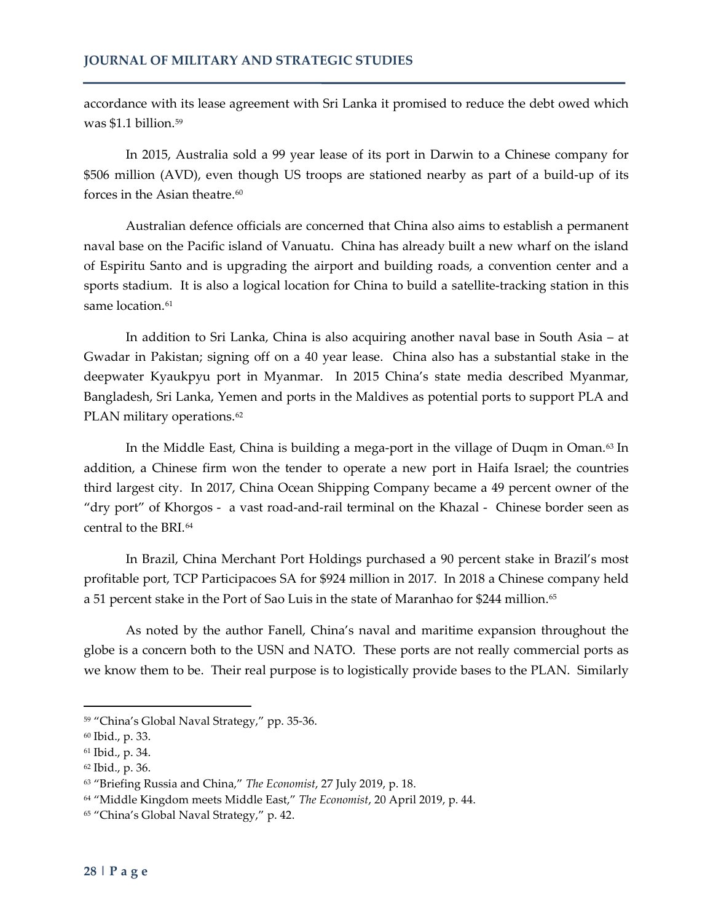accordance with its lease agreement with Sri Lanka it promised to reduce the debt owed which was $1.1 billion.[59]

In 2015, Australia sold a 99 year lease of its port in Darwin to a Chinese company for $506 million (AVD), even though US troops are stationed nearby as part of a build-up of its forces in the Asian theatre.[60]

Australian defence officials are concerned that China also aims to establish a permanent naval base on the Pacific island of Vanuatu. China has already built a new wharf on the island of Espiritu Santo and is upgrading the airport and building roads, a convention center and a sports stadium. It is also a logical location for China to build a satellite-tracking station in this same location.[61]

In addition to Sri Lanka, China is also acquiring another naval base in South Asia – at Gwadar in Pakistan; signing off on a 40 year lease. China also has a substantial stake in the deepwater Kyaukpyu port in Myanmar. In 2015 China's state media described Myanmar, Bangladesh, Sri Lanka, Yemen and ports in the Maldives as potential ports to support PLA and PLAN military operations.[62]

In the Middle East, China is building a mega-port in the village of Duqm in Oman.[63] In addition, a Chinese firm won the tender to operate a new port in Haifa Israel; the countries third largest city. In 2017, China Ocean Shipping Company became a 49 percent owner of the "dry port" of Khorgos - a vast road-and-rail terminal on the Khazal - Chinese border seen as central to the BRI.[64]

In Brazil, China Merchant Port Holdings purchased a 90 percent stake in Brazil's most profitable port, TCP Participacoes SA for $924 million in 2017. In 2018 a Chinese company held a 51 percent stake in the Port of Sao Luis in the state of Maranhao for $244 million.[65]

As noted by the author Fanell, China's naval and maritime expansion throughout the globe is a concern both to the USN and NATO. These ports are not really commercial ports as we know them to be. Their real purpose is to logistically provide bases to the PLAN. Similarly

---

[59] "China's Global Naval Strategy," pp. 35-36.

[60] Ibid., p. 33.

[61] Ibid., p. 34.

[62] Ibid., p. 36.

[63] "Briefing Russia and China," *The Economist*, 27 July 2019, p. 18.

[64] "Middle Kingdom meets Middle East," *The Economist*, 20 April 2019, p. 44.

[65] "China's Global Naval Strategy," p. 42.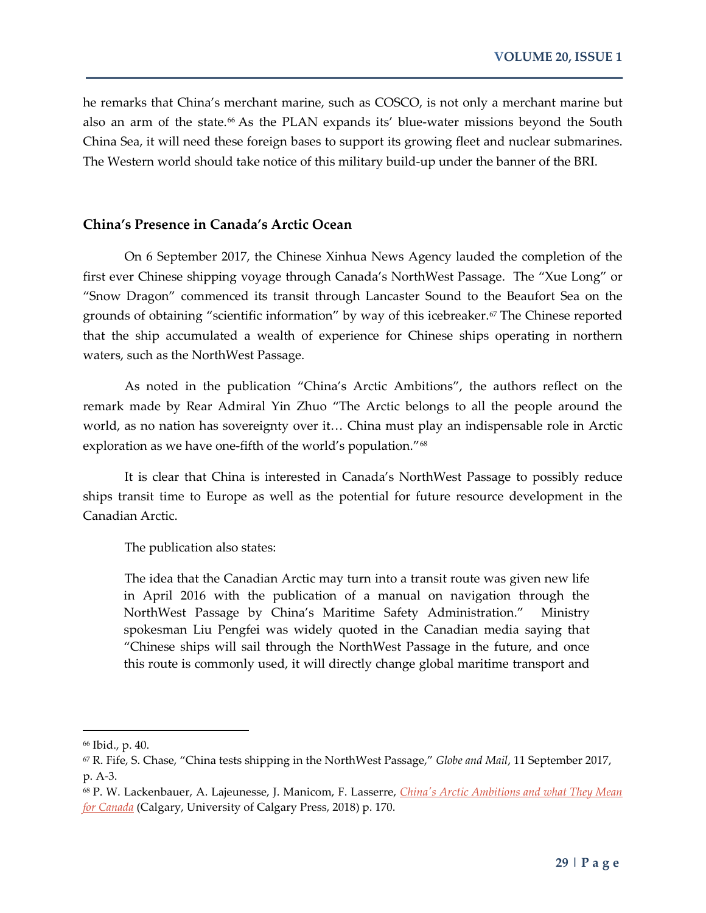he remarks that China's merchant marine, such as COSCO, is not only a merchant marine but also an arm of the state.[66] As the PLAN expands its' blue-water missions beyond the South China Sea, it will need these foreign bases to support its growing fleet and nuclear submarines. The Western world should take notice of this military build-up under the banner of the BRI.

## China's Presence in Canada's Arctic Ocean

On 6 September 2017, the Chinese Xinhua News Agency lauded the completion of the first ever Chinese shipping voyage through Canada's NorthWest Passage. The "Xue Long" or "Snow Dragon" commenced its transit through Lancaster Sound to the Beaufort Sea on the grounds of obtaining "scientific information" by way of this icebreaker.[67] The Chinese reported that the ship accumulated a wealth of experience for Chinese ships operating in northern waters, such as the NorthWest Passage.

As noted in the publication "China's Arctic Ambitions", the authors reflect on the remark made by Rear Admiral Yin Zhuo "The Arctic belongs to all the people around the world, as no nation has sovereignty over it… China must play an indispensable role in Arctic exploration as we have one-fifth of the world's population."[68]

It is clear that China is interested in Canada's NorthWest Passage to possibly reduce ships transit time to Europe as well as the potential for future resource development in the Canadian Arctic.

The publication also states:

> The idea that the Canadian Arctic may turn into a transit route was given new life in April 2016 with the publication of a manual on navigation through the NorthWest Passage by China's Maritime Safety Administration." Ministry spokesman Liu Pengfei was widely quoted in the Canadian media saying that "Chinese ships will sail through the NorthWest Passage in the future, and once this route is commonly used, it will directly change global maritime transport and

---

[66] Ibid., p. 40.

[67] R. Fife, S. Chase, "China tests shipping in the NorthWest Passage," *Globe and Mail*, 11 September 2017, p. A-3.

[68] P. W. Lackenbauer, A. Lajeunesse, J. Manicom, F. Lasserre, *China's Arctic Ambitions and what They Mean for Canada* (Calgary, University of Calgary Press, 2018) p. 170.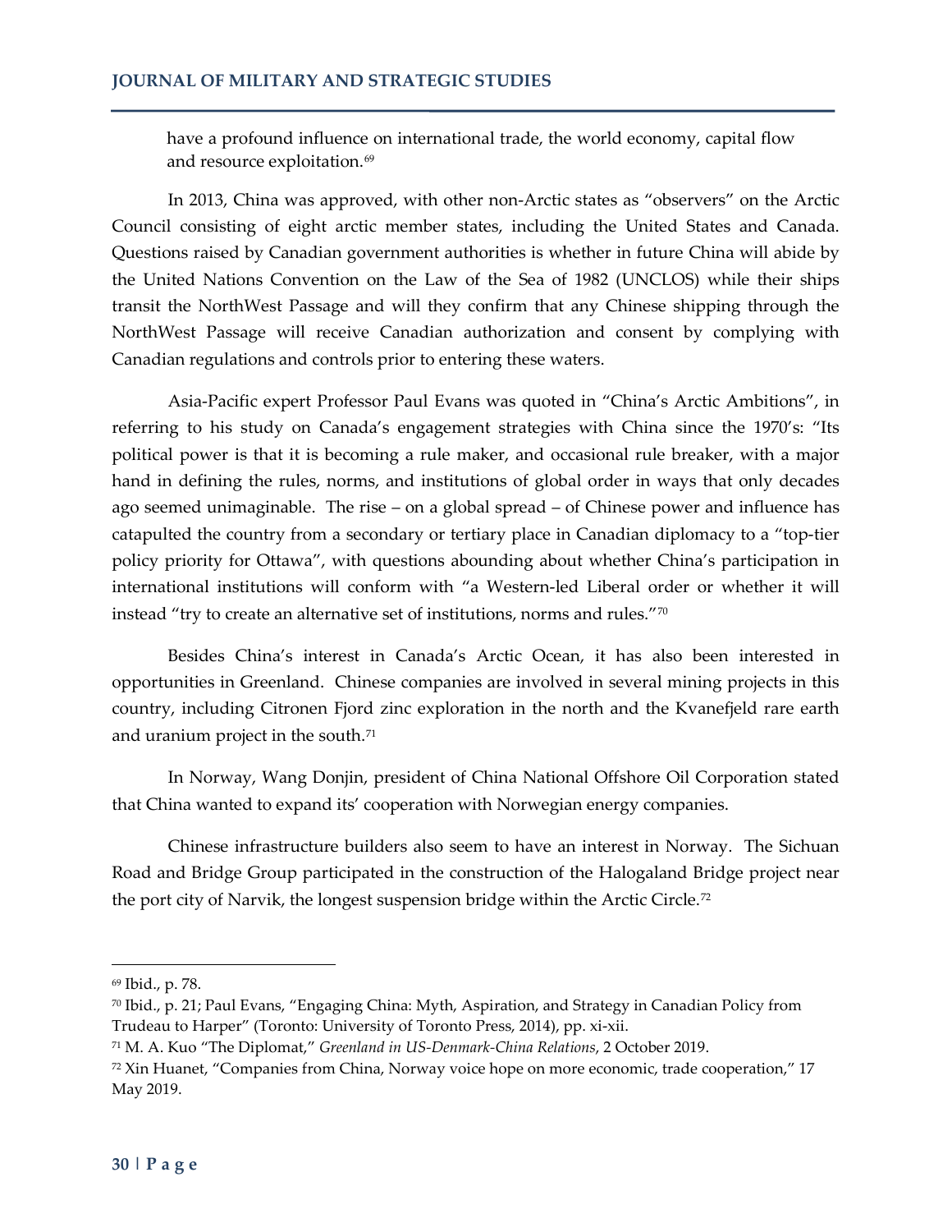have a profound influence on international trade, the world economy, capital flow and resource exploitation.[69]

In 2013, China was approved, with other non-Arctic states as "observers" on the Arctic Council consisting of eight arctic member states, including the United States and Canada. Questions raised by Canadian government authorities is whether in future China will abide by the United Nations Convention on the Law of the Sea of 1982 (UNCLOS) while their ships transit the NorthWest Passage and will they confirm that any Chinese shipping through the NorthWest Passage will receive Canadian authorization and consent by complying with Canadian regulations and controls prior to entering these waters.

Asia-Pacific expert Professor Paul Evans was quoted in "China's Arctic Ambitions", in referring to his study on Canada's engagement strategies with China since the 1970's: "Its political power is that it is becoming a rule maker, and occasional rule breaker, with a major hand in defining the rules, norms, and institutions of global order in ways that only decades ago seemed unimaginable. The rise – on a global spread – of Chinese power and influence has catapulted the country from a secondary or tertiary place in Canadian diplomacy to a "top-tier policy priority for Ottawa", with questions abounding about whether China's participation in international institutions will conform with "a Western-led Liberal order or whether it will instead "try to create an alternative set of institutions, norms and rules."[70]

Besides China's interest in Canada's Arctic Ocean, it has also been interested in opportunities in Greenland. Chinese companies are involved in several mining projects in this country, including Citronen Fjord zinc exploration in the north and the Kvanefjeld rare earth and uranium project in the south.[71]

In Norway, Wang Donjin, president of China National Offshore Oil Corporation stated that China wanted to expand its' cooperation with Norwegian energy companies.

Chinese infrastructure builders also seem to have an interest in Norway. The Sichuan Road and Bridge Group participated in the construction of the Halogaland Bridge project near the port city of Narvik, the longest suspension bridge within the Arctic Circle.[72]

---

[69] Ibid., p. 78.

[70] Ibid., p. 21; Paul Evans, "Engaging China: Myth, Aspiration, and Strategy in Canadian Policy from Trudeau to Harper" (Toronto: University of Toronto Press, 2014), pp. xi-xii.

[71] M. A. Kuo "The Diplomat," *Greenland in US-Denmark-China Relations*, 2 October 2019.

[72] Xin Huanet, "Companies from China, Norway voice hope on more economic, trade cooperation," 17 May 2019.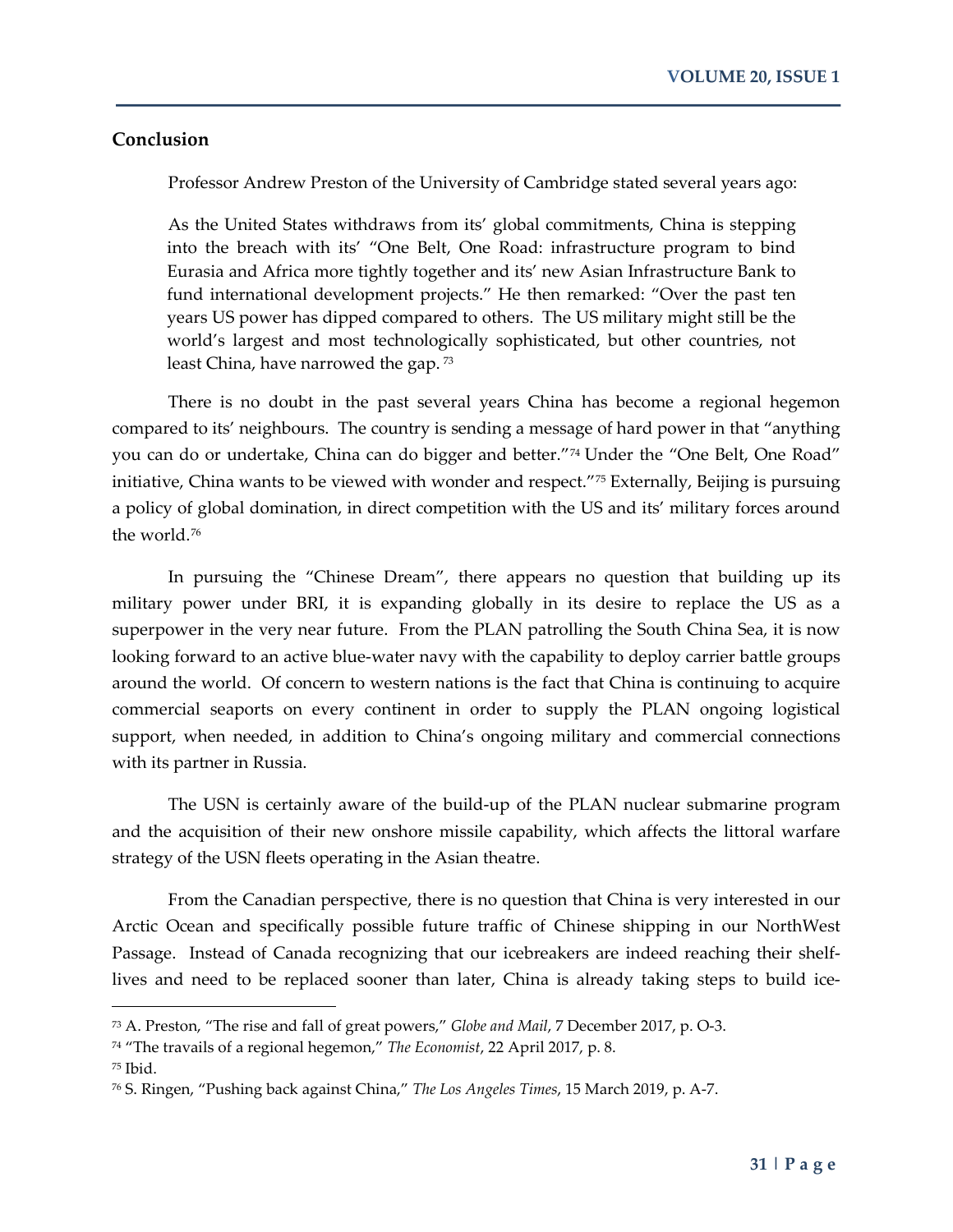## Conclusion

Professor Andrew Preston of the University of Cambridge stated several years ago:

> As the United States withdraws from its' global commitments, China is stepping into the breach with its' "One Belt, One Road: infrastructure program to bind Eurasia and Africa more tightly together and its' new Asian Infrastructure Bank to fund international development projects." He then remarked: "Over the past ten years US power has dipped compared to others. The US military might still be the world's largest and most technologically sophisticated, but other countries, not least China, have narrowed the gap. [73]

There is no doubt in the past several years China has become a regional hegemon compared to its' neighbours. The country is sending a message of hard power in that "anything you can do or undertake, China can do bigger and better."[74] Under the "One Belt, One Road" initiative, China wants to be viewed with wonder and respect."[75] Externally, Beijing is pursuing a policy of global domination, in direct competition with the US and its' military forces around the world.[76]

In pursuing the "Chinese Dream", there appears no question that building up its military power under BRI, it is expanding globally in its desire to replace the US as a superpower in the very near future. From the PLAN patrolling the South China Sea, it is now looking forward to an active blue-water navy with the capability to deploy carrier battle groups around the world. Of concern to western nations is the fact that China is continuing to acquire commercial seaports on every continent in order to supply the PLAN ongoing logistical support, when needed, in addition to China's ongoing military and commercial connections with its partner in Russia.

The USN is certainly aware of the build-up of the PLAN nuclear submarine program and the acquisition of their new onshore missile capability, which affects the littoral warfare strategy of the USN fleets operating in the Asian theatre.

From the Canadian perspective, there is no question that China is very interested in our Arctic Ocean and specifically possible future traffic of Chinese shipping in our NorthWest Passage. Instead of Canada recognizing that our icebreakers are indeed reaching their shelf-lives and need to be replaced sooner than later, China is already taking steps to build ice-

---

[73] A. Preston, "The rise and fall of great powers," *Globe and Mail*, 7 December 2017, p. O-3.

[74] "The travails of a regional hegemon," *The Economist*, 22 April 2017, p. 8.

[75] Ibid.

[76] S. Ringen, "Pushing back against China," *The Los Angeles Times*, 15 March 2019, p. A-7.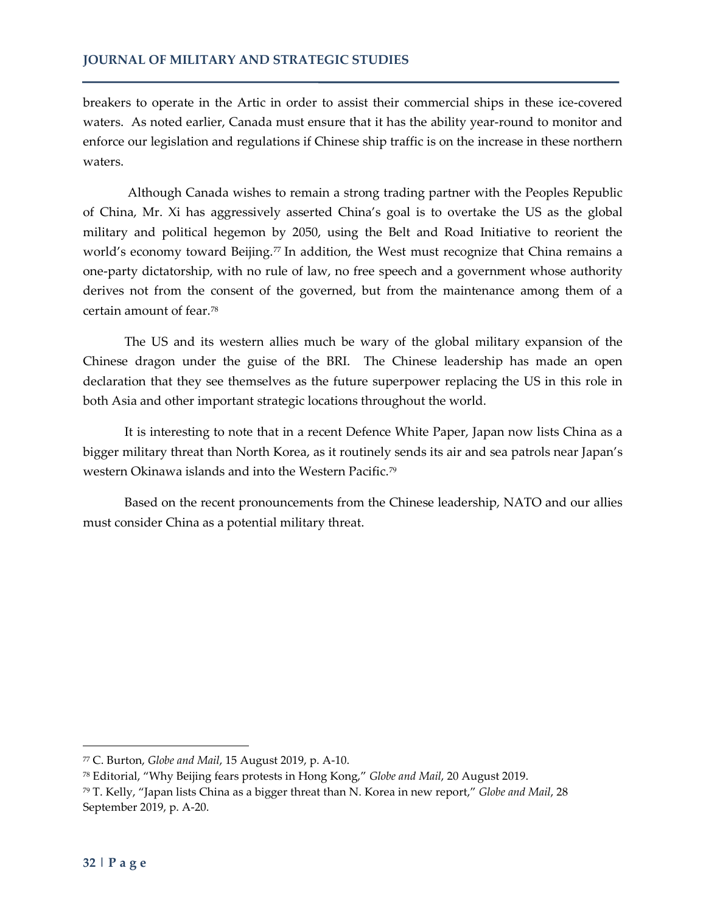breakers to operate in the Artic in order to assist their commercial ships in these ice-covered waters. As noted earlier, Canada must ensure that it has the ability year-round to monitor and enforce our legislation and regulations if Chinese ship traffic is on the increase in these northern waters.

Although Canada wishes to remain a strong trading partner with the Peoples Republic of China, Mr. Xi has aggressively asserted China's goal is to overtake the US as the global military and political hegemon by 2050, using the Belt and Road Initiative to reorient the world's economy toward Beijing.[77] In addition, the West must recognize that China remains a one-party dictatorship, with no rule of law, no free speech and a government whose authority derives not from the consent of the governed, but from the maintenance among them of a certain amount of fear.[78]

The US and its western allies much be wary of the global military expansion of the Chinese dragon under the guise of the BRI. The Chinese leadership has made an open declaration that they see themselves as the future superpower replacing the US in this role in both Asia and other important strategic locations throughout the world.

It is interesting to note that in a recent Defence White Paper, Japan now lists China as a bigger military threat than North Korea, as it routinely sends its air and sea patrols near Japan's western Okinawa islands and into the Western Pacific.[79]

Based on the recent pronouncements from the Chinese leadership, NATO and our allies must consider China as a potential military threat.

---

[77] C. Burton, *Globe and Mail*, 15 August 2019, p. A-10.

[78] Editorial, "Why Beijing fears protests in Hong Kong," *Globe and Mail*, 20 August 2019.

[79] T. Kelly, "Japan lists China as a bigger threat than N. Korea in new report," *Globe and Mail*, 28 September 2019, p. A-20.